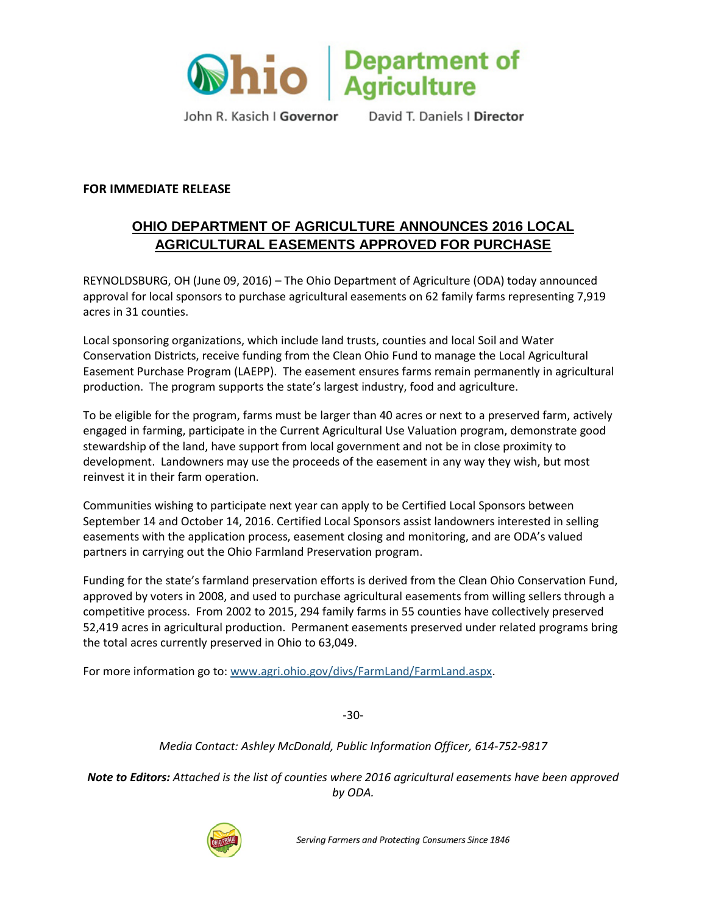Ohio | Department of Agriculture

John R. Kasich I **Governor** David T. Daniels I **Director**

**FOR IMMEDIATE RELEASE**

# OHIO DEPARTMENT OF AGRICULTURE ANNOUNCES 2016 LOCAL AGRICULTURAL EASEMENTS APPROVED FOR PURCHASE

REYNOLDSBURG, OH (June 09, 2016) – The Ohio Department of Agriculture (ODA) today announced approval for local sponsors to purchase agricultural easements on 62 family farms representing 7,919 acres in 31 counties.

Local sponsoring organizations, which include land trusts, counties and local Soil and Water Conservation Districts, receive funding from the Clean Ohio Fund to manage the Local Agricultural Easement Purchase Program (LAEPP). The easement ensures farms remain permanently in agricultural production. The program supports the state's largest industry, food and agriculture.

To be eligible for the program, farms must be larger than 40 acres or next to a preserved farm, actively engaged in farming, participate in the Current Agricultural Use Valuation program, demonstrate good stewardship of the land, have support from local government and not be in close proximity to development. Landowners may use the proceeds of the easement in any way they wish, but most reinvest it in their farm operation.

Communities wishing to participate next year can apply to be Certified Local Sponsors between September 14 and October 14, 2016. Certified Local Sponsors assist landowners interested in selling easements with the application process, easement closing and monitoring, and are ODA's valued partners in carrying out the Ohio Farmland Preservation program.

Funding for the state's farmland preservation efforts is derived from the Clean Ohio Conservation Fund, approved by voters in 2008, and used to purchase agricultural easements from willing sellers through a competitive process. From 2002 to 2015, 294 family farms in 55 counties have collectively preserved 52,419 acres in agricultural production. Permanent easements preserved under related programs bring the total acres currently preserved in Ohio to 63,049.

For more information go to: www.agri.ohio.gov/divs/FarmLand/FarmLand.aspx.

-30-

*Media Contact: Ashley McDonald, Public Information Officer, 614-752-9817*

***Note to Editors:*** *Attached is the list of counties where 2016 agricultural easements have been approved by ODA.*

*Serving Farmers and Protecting Consumers Since 1846*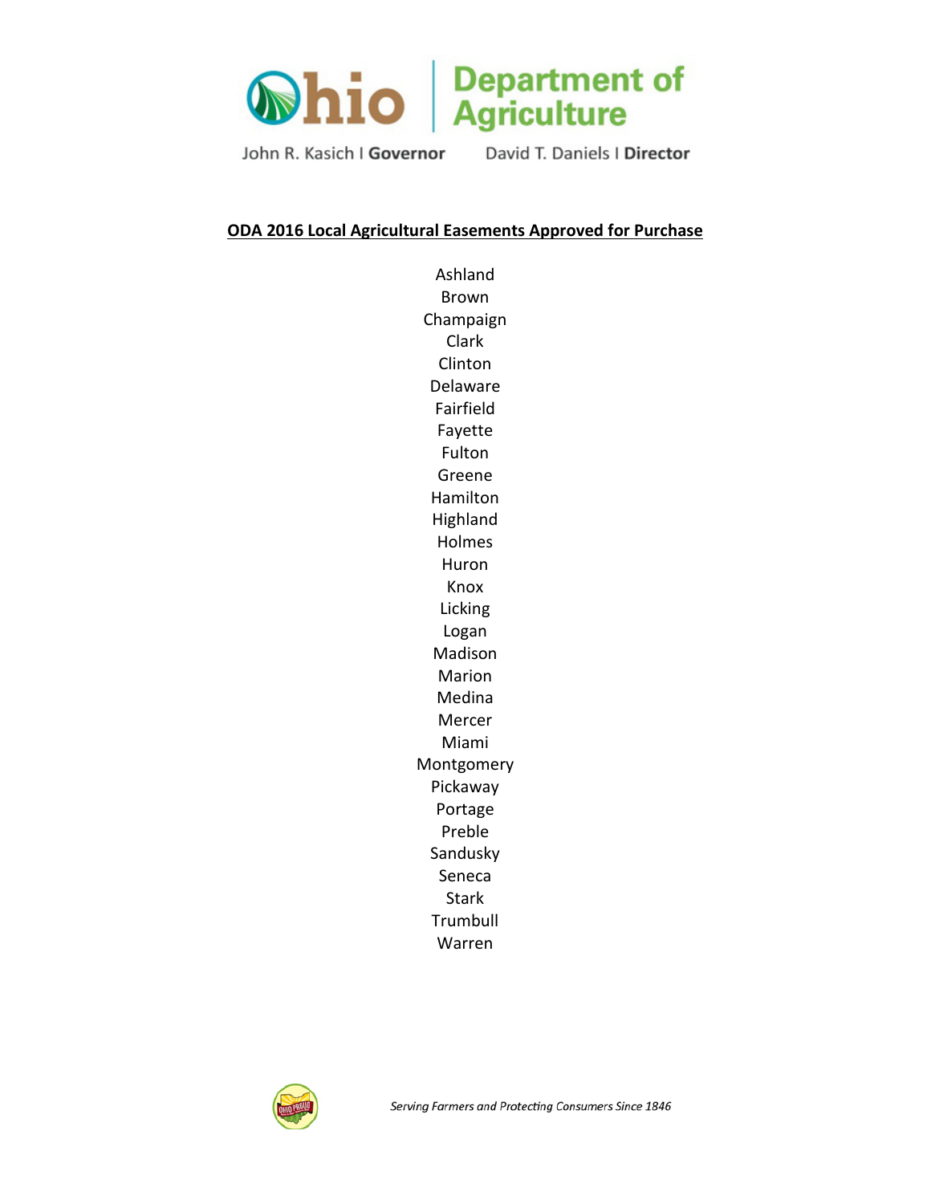Ohio Department of Agriculture

John R. Kasich | Governor David T. Daniels | Director

## ODA 2016 Local Agricultural Easements Approved for Purchase

Ashland
Brown
Champaign
Clark
Clinton
Delaware
Fairfield
Fayette
Fulton
Greene
Hamilton
Highland
Holmes
Huron
Knox
Licking
Logan
Madison
Marion
Medina
Mercer
Miami
Montgomery
Pickaway
Portage
Preble
Sandusky
Seneca
Stark
Trumbull
Warren

*Serving Farmers and Protecting Consumers Since 1846*